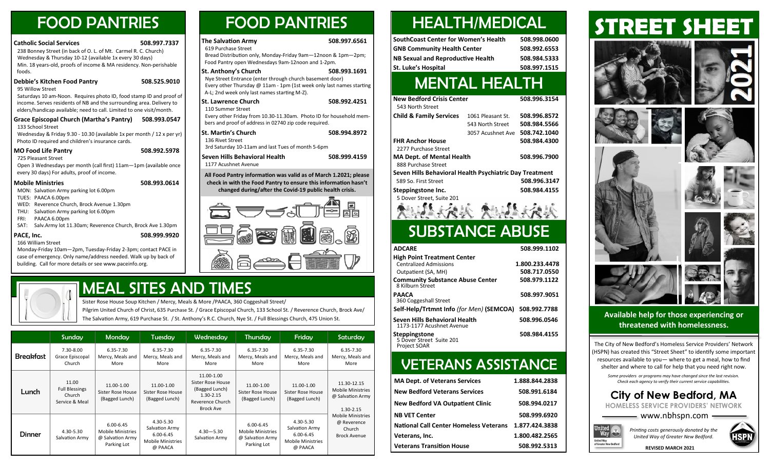# FOOD PANTRIES

**Catholic Social Services** **508.997.7337**
238 Bonney Street (in back of O. L. of Mt. Carmel R. C. Church)
Wednesday & Thursday 10-12 (available 1x every 30 days)
Min. 18 years-old, proofs of income & MA residency. Non-perishable foods.

**Debbie's Kitchen Food Pantry** **508.525.9010**
95 Willow Street
Saturdays 10 am-Noon. Requires photo ID, food stamp ID and proof of income. Serves residents of NB and the surrounding area. Delivery to elders/handicap available; need to call. Limited to one visit/month.

**Grace Episcopal Church (Martha's Pantry)** **508.993.0547**
133 School Street
Wednesday & Friday 9.30 - 10.30 (available 1x per month / 12 x per yr) Photo ID required and children's insurance cards.

**MO Food Life Pantry** **508.992.5978**
725 Pleasant Street
Open 3 Wednesdays per month (call first) 11am—1pm (available once every 30 days) For adults, proof of income.

**Mobile Ministries** **508.993.0614**
MON: Salvation Army parking lot 6.00pm
TUES: PAACA 6.00pm
WED: Reverence Church, Brock Avenue 1.30pm
THU: Salvation Army parking lot 6.00pm
FRI: PAACA 6.00pm
SAT: Salv.Army lot 11.30am; Reverence Church, Brock Ave 1.30pm

**PACE, Inc.** **508.999.9920**
166 William Street
Monday-Friday 10am—2pm, Tuesday-Friday 2-3pm; contact PACE in case of emergency. Only name/address needed. Walk up by back of building. Call for more details or see www.paceinfo.org.

# FOOD PANTRIES

**The Salvation Army** **508.997.6561**
619 Purchase Street
Bread Distribution only, Monday-Friday 9am—12noon & 1pm—2pm; Food Pantry open Wednesdays 9am-12noon and 1-2pm.

**St. Anthony's Church** **508.993.1691**
Nye Street Entrance (enter through church basement door)
Every other Thursday @ 11am - 1pm (1st week only last names starting A-L; 2nd week only last names starting M-Z).

**St. Lawrence Church** **508.992.4251**
110 Summer Street
Every other Friday from 10.30-11.30am. Photo ID for household members and proof of address in 02740 zip code required.

**St. Martin's Church** **508.994.8972**
136 Rivet Street
3rd Saturday 10-11am and last Tues of month 5-6pm

**Seven Hills Behavioral Health** **508.999.4159**
1177 Acushnet Avenue

**All Food Pantry information was valid as of March 1.2021; please check in with the Food Pantry to ensure this information hasn't changed during/after the Covid-19 public health crisis.**

# MEAL SITES AND TIMES

Sister Rose House Soup Kitchen / Mercy, Meals & More /PAACA, 360 Coggeshall Street/
Pilgrim United Church of Christ, 635 Purchase St. / Grace Episcopal Church, 133 School St. / Reverence Church, Brock Ave/
The Salvation Army, 619 Purchase St. / St. Anthony's R.C. Church, Nye St. / Full Blessings Church, 475 Union St.

| | Sunday | Monday | Tuesday | Wednesday | Thursday | Friday | Saturday |
|---|---|---|---|---|---|---|---|
| **Breakfast** | 7.30-8.00 Grace Episcopal Church | 6.35-7.30 Mercy, Meals and More | 6.35-7.30 Mercy, Meals and More | 6.35-7.30 Mercy, Meals and More | 6.35-7.30 Mercy, Meals and More | 6.35-7.30 Mercy, Meals and More | 6.35-7.30 Mercy, Meals and More |
| **Lunch** | 11.00 Full Blessings Church Service & Meal | 11.00-1.00 Sister Rose House (Bagged Lunch) | 11.00-1.00 Sister Rose House (Bagged Lunch) | 11.00-1.00 Sister Rose House (Bagged Lunch) 1.30-2.15 Reverence Church Brock Ave | 11.00-1.00 Sister Rose House (Bagged Lunch) | 11.00-1.00 Sister Rose House (Bagged Lunch) | 11.30-12.15 Mobile Ministries @ Salvation Army<br>1.30-2.15 Mobile Ministries @ Reverence Church Brock Avenue |
| **Dinner** | 4.30-5.30 Salvation Army | 6.00-6.45 Mobile Ministries @ Salvation Army Parking Lot | 4.30-5.30 Salvation Army 6.00-6.45 Mobile Ministries @ PAACA | 4.30—5.30 Salvation Army | 6.00-6.45 Mobile Ministries @ Salvation Army Parking Lot | 4.30-5.30 Salvation Army 6.00-6.45 Mobile Ministries @ PAACA | |

# HEALTH/MEDICAL

| | |
|---|---|
| **SouthCoast Center for Women's Health** | **508.998.0600** |
| **GNB Community Health Center** | **508.992.6553** |
| **NB Sexual and Reproductive Health** | **508.984.5333** |
| **St. Luke's Hospital** | **508.997.1515** |

# MENTAL HEALTH

**New Bedford Crisis Center** **508.996.3154**
543 North Street

**Child & Family Services**
1061 Pleasant St. **508.996.8572**
543 North Street **508.984.5566**
3057 Acushnet Ave **508.742.1040**

**FHR Anchor House** **508.984.4300**
2277 Purchase Street

**MA Dept. of Mental Health** **508.996.7900**
888 Purchase Street

**Seven Hills Behavioral Health Psychiatric Day Treatment**
589 So. First Street **508.996.3147**

**Steppingstone Inc.** **508.984.4155**
5 Dover Street, Suite 201

# SUBSTANCE ABUSE

**ADCARE** **508.999.1102**

**High Point Treatment Center**
Centralized Admissions **1.800.233.4478**
Outpatient (SA, MH) **508.717.0550**

**Community Substance Abuse Center** **508.979.1122**
8 Kilburn Street

**PAACA** **508.997.9051**
360 Coggeshall Street

**Self-Help/Trtmnt Info** *(for Men)* **(SEMCOA)** **508.992.7788**

**Seven Hills Behavioral Health** **508.996.0546**
1173-1177 Acushnet Avenue

**Steppingstone** **508.984.4155**
5 Dover Street Suite 201
Project SOAR

# VETERANS ASSISTANCE

| | |
|---|---|
| **MA Dept. of Veterans Services** | **1.888.844.2838** |
| **New Bedford Veterans Services** | **508.991.6184** |
| **New Bedford VA Outpatient Clinic** | **508.994.0217** |
| **NB VET Center** | **508.999.6920** |
| **National Call Center Homeless Veterans** | **1.877.424.3838** |
| **Veterans, Inc.** | **1.800.482.2565** |
| **Veterans Transition House** | **508.992.5313** |

# STREET SHEET

2021

**Available help for those experiencing or threatened with homelessness.**

The City of New Bedford's Homeless Service Providers' Network (HSPN) has created this "Street Sheet" to identify some important resources available to you— where to get a meal, how to find shelter and where to call for help that you need right now.

*Some providers or programs may have changed since the last revision. Check each agency to verify their current service capabilities.*

## City of New Bedford, MA

**HOMELESS SERVICE PROVIDERS' NETWORK**

www.nbhspn.com

*Printing costs generously donated by the United Way of Greater New Bedford.*

**REVISED MARCH 2021**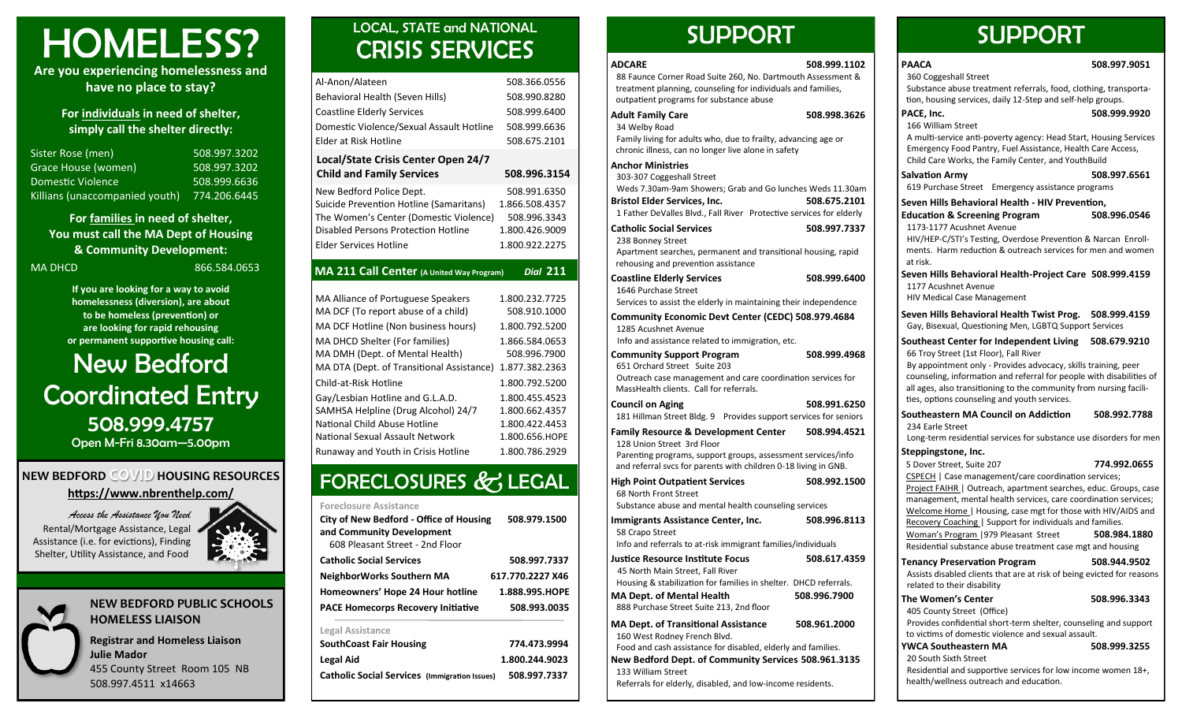# HOMELESS?

**Are you experiencing homelessness and have no place to stay?**

**For individuals in need of shelter, simply call the shelter directly:**

| | |
|---|---|
| Sister Rose (men) | 508.997.3202 |
| Grace House (women) | 508.997.3202 |
| Domestic Violence | 508.999.6636 |
| Killians (unaccompanied youth) | 774.206.6445 |

**For families in need of shelter, You must call the MA Dept of Housing & Community Development:**

MA DHCD 866.584.0653

**If you are looking for a way to avoid homelessness (diversion), are about to be homeless (prevention) or are looking for rapid rehousing or permanent supportive housing call:**

## New Bedford Coordinated Entry

## 508.999.4757

Open M-Fri 8.30am—5.00pm

### NEW BEDFORD COVID HOUSING RESOURCES

**https://www.nbrenthelp.com/**

*Access the Assistance You Need*

Rental/Mortgage Assistance, Legal Assistance (i.e. for evictions), Finding Shelter, Utility Assistance, and Food

### NEW BEDFORD PUBLIC SCHOOLS HOMELESS LIAISON

**Registrar and Homeless Liaison**
**Julie Mador**
455 County Street Room 105 NB
508.997.4511 x14663

# LOCAL, STATE and NATIONAL CRISIS SERVICES

| | |
|---|---|
| Al-Anon/Alateen | 508.366.0556 |
| Behavioral Health (Seven Hills) | 508.990.8280 |
| Coastline Elderly Services | 508.999.6400 |
| Domestic Violence/Sexual Assault Hotline | 508.999.6636 |
| Elder at Risk Hotline | 508.675.2101 |
| **Local/State Crisis Center Open 24/7** | |
| **Child and Family Services** | **508.996.3154** |
| New Bedford Police Dept. | 508.991.6350 |
| Suicide Prevention Hotline (Samaritans) | 1.866.508.4357 |
| The Women's Center (Domestic Violence) | 508.996.3343 |
| Disabled Persons Protection Hotline | 1.800.426.9009 |
| Elder Services Hotline | 1.800.922.2275 |

**MA 211 Call Center (A United Way Program)** *Dial* **211**

| | |
|---|---|
| MA Alliance of Portuguese Speakers | 1.800.232.7725 |
| MA DCF (To report abuse of a child) | 508.910.1000 |
| MA DCF Hotline (Non business hours) | 1.800.792.5200 |
| MA DHCD Shelter (For families) | 1.866.584.0653 |
| MA DMH (Dept. of Mental Health) | 508.996.7900 |
| MA DTA (Dept. of Transitional Assistance) | 1.877.382.2363 |
| Child-at-Risk Hotline | 1.800.792.5200 |
| Gay/Lesbian Hotline and G.L.A.D. | 1.800.455.4523 |
| SAMHSA Helpline (Drug Alcohol) 24/7 | 1.800.662.4357 |
| National Child Abuse Hotline | 1.800.422.4453 |
| National Sexual Assault Network | 1.800.656.HOPE |
| Runaway and Youth in Crisis Hotline | 1.800.786.2929 |

# FORECLOSURES & LEGAL

**Foreclosure Assistance**

| | |
|---|---|
| **City of New Bedford - Office of Housing and Community Development** 608 Pleasant Street - 2nd Floor | **508.979.1500** |
| **Catholic Social Services** | **508.997.7337** |
| **NeighborWorks Southern MA** | **617.770.2227 X46** |
| **Homeowners' Hope 24 Hour hotline** | **1.888.995.HOPE** |
| **PACE Homecorps Recovery Initiative** | **508.993.0035** |

**Legal Assistance**

| | |
|---|---|
| **SouthCoast Fair Housing** | **774.473.9994** |
| **Legal Aid** | **1.800.244.9023** |
| **Catholic Social Services (Immigration Issues)** | **508.997.7337** |

# SUPPORT

**ADCARE** **508.999.1102**
88 Faunce Corner Road Suite 260, No. Dartmouth Assessment & treatment planning, counseling for individuals and families, outpatient programs for substance abuse

**Adult Family Care** **508.998.3626**
34 Welby Road
Family living for adults who, due to frailty, advancing age or chronic illness, can no longer live alone in safety

**Anchor Ministries**
303-307 Coggeshall Street
Weds 7.30am-9am Showers; Grab and Go lunches Weds 11.30am

**Bristol Elder Services, Inc.** **508.675.2101**
1 Father DeValles Blvd., Fall River Protective services for elderly

**Catholic Social Services** **508.997.7337**
238 Bonney Street
Apartment searches, permanent and transitional housing, rapid rehousing and prevention assistance

**Coastline Elderly Services** **508.999.6400**
1646 Purchase Street
Services to assist the elderly in maintaining their independence

**Community Economic Devt Center (CEDC) 508.979.4684**
1285 Acushnet Avenue
Info and assistance related to immigration, etc.

**Community Support Program** **508.999.4968**
651 Orchard Street Suite 203
Outreach case management and care coordination services for MassHealth clients. Call for referrals.

**Council on Aging** **508.991.6250**
181 Hillman Street Bldg. 9 Provides support services for seniors

**Family Resource & Development Center** **508.994.4521**
128 Union Street 3rd Floor
Parenting programs, support groups, assessment services/info and referral svcs for parents with children 0-18 living in GNB.

**High Point Outpatient Services** **508.992.1500**
68 North Front Street
Substance abuse and mental health counseling services

**Immigrants Assistance Center, Inc.** **508.996.8113**
58 Crapo Street
Info and referrals to at-risk immigrant families/individuals

**Justice Resource Institute Focus** **508.617.4359**
45 North Main Street, Fall River
Housing & stabilization for families in shelter. DHCD referrals.

**MA Dept. of Mental Health** **508.996.7900**
888 Purchase Street Suite 213, 2nd floor

**MA Dept. of Transitional Assistance** **508.961.2000**
160 West Rodney French Blvd.
Food and cash assistance for disabled, elderly and families.

**New Bedford Dept. of Community Services 508.961.3135**
133 William Street
Referrals for elderly, disabled, and low-income residents.

# SUPPORT

**PAACA** **508.997.9051**
360 Coggeshall Street
Substance abuse treatment referrals, food, clothing, transportation, housing services, daily 12-Step and self-help groups.

**PACE, Inc.** **508.999.9920**
166 William Street
A multi-service anti-poverty agency: Head Start, Housing Services Emergency Food Pantry, Fuel Assistance, Health Care Access, Child Care Works, the Family Center, and YouthBuild

**Salvation Army** **508.997.6561**
619 Purchase Street Emergency assistance programs

**Seven Hills Behavioral Health - HIV Prevention, Education & Screening Program** **508.996.0546**
1173-1177 Acushnet Avenue
HIV/HEP-C/STI's Testing, Overdose Prevention & Narcan Enrollments. Harm reduction & outreach services for men and women at risk.

**Seven Hills Behavioral Health-Project Care 508.999.4159**
1177 Acushnet Avenue
HIV Medical Case Management

**Seven Hills Behavioral Health Twist Prog. 508.999.4159**
Gay, Bisexual, Questioning Men, LGBTQ Support Services

**Southeast Center for Independent Living 508.679.9210**
66 Troy Street (1st Floor), Fall River
By appointment only - Provides advocacy, skills training, peer counseling, information and referral for people with disabilities of all ages, also transitioning to the community from nursing facilities, options counseling and youth services.

**Southeastern MA Council on Addiction** **508.992.7788**
234 Earle Street
Long-term residential services for substance use disorders for men

**Steppingstone, Inc.**
5 Dover Street, Suite 207 **774.992.0655**
CSPECH | Case management/care coordination services;
Project FAIHR | Outreach, apartment searches, educ. Groups, case management, mental health services, care coordination services;
Welcome Home | Housing, case mgt for those with HIV/AIDS and
Recovery Coaching | Support for individuals and families.
Woman's Program |979 Pleasant Street **508.984.1880**
Residential substance abuse treatment case mgt and housing

**Tenancy Preservation Program** **508.944.9502**
Assists disabled clients that are at risk of being evicted for reasons related to their disability

**The Women's Center** **508.996.3343**
405 County Street (Office)
Provides confidential short-term shelter, counseling and support to victims of domestic violence and sexual assault.

**YWCA Southeastern MA** **508.999.3255**
20 South Sixth Street
Residential and supportive services for low income women 18+, health/wellness outreach and education.